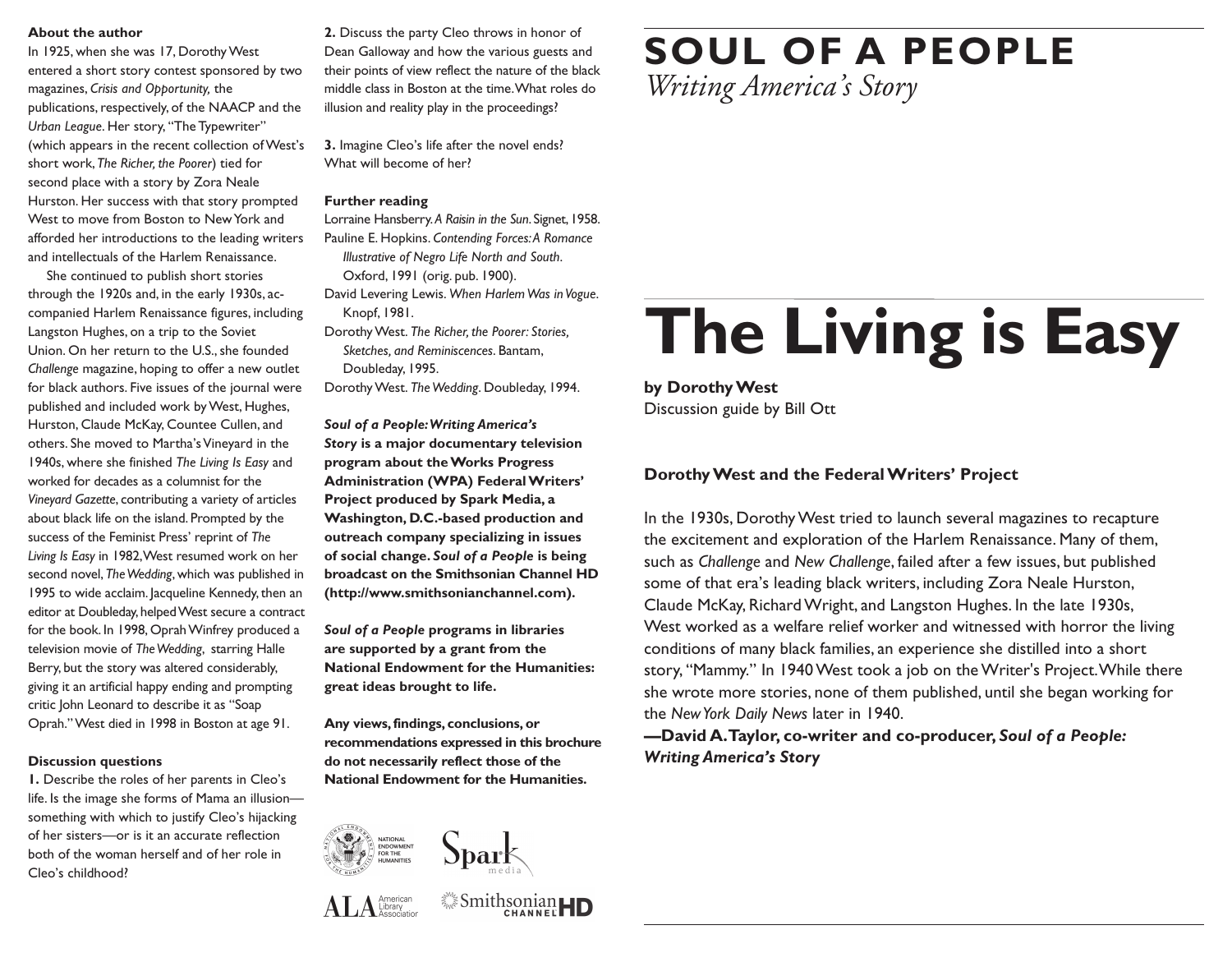# SOUL OF A PEOPLE

*Writing America's Story*

# The Living is Easy

**by Dorothy West**

Discussion guide by Bill Ott

## Dorothy West and the Federal Writers' Project

In the 1930s, Dorothy West tried to launch several magazines to recapture the excitement and exploration of the Harlem Renaissance. Many of them, such as *Challenge* and *New Challenge*, failed after a few issues, but published some of that era's leading black writers, including Zora Neale Hurston, Claude McKay, Richard Wright, and Langston Hughes. In the late 1930s, West worked as a welfare relief worker and witnessed with horror the living conditions of many black families, an experience she distilled into a short story, "Mammy." In 1940 West took a job on the Writer's Project. While there she wrote more stories, none of them published, until she began working for the *New York Daily News* later in 1940.

**—David A. Taylor, co-writer and co-producer, *Soul of a People: Writing America's Story***

### About the author

In 1925, when she was 17, Dorothy West entered a short story contest sponsored by two magazines, *Crisis and Opportunity,* the publications, respectively, of the NAACP and the *Urban League*. Her story, "The Typewriter" (which appears in the recent collection of West's short work, *The Richer, the Poorer*) tied for second place with a story by Zora Neale Hurston. Her success with that story prompted West to move from Boston to New York and afforded her introductions to the leading writers and intellectuals of the Harlem Renaissance.

She continued to publish short stories through the 1920s and, in the early 1930s, accompanied Harlem Renaissance figures, including Langston Hughes, on a trip to the Soviet Union. On her return to the U.S., she founded *Challenge* magazine, hoping to offer a new outlet for black authors. Five issues of the journal were published and included work by West, Hughes, Hurston, Claude McKay, Countee Cullen, and others. She moved to Martha's Vineyard in the 1940s, where she finished *The Living Is Easy* and worked for decades as a columnist for the *Vineyard Gazette*, contributing a variety of articles about black life on the island. Prompted by the success of the Feminist Press' reprint of *The Living Is Easy* in 1982, West resumed work on her second novel, *The Wedding*, which was published in 1995 to wide acclaim. Jacqueline Kennedy, then an editor at Doubleday, helped West secure a contract for the book. In 1998, Oprah Winfrey produced a television movie of *The Wedding*, starring Halle Berry, but the story was altered considerably, giving it an artificial happy ending and prompting critic John Leonard to describe it as "Soap Oprah." West died in 1998 in Boston at age 91.

### Discussion questions

**1.** Describe the roles of her parents in Cleo's life. Is the image she forms of Mama an illusion—something with which to justify Cleo's hijacking of her sisters—or is it an accurate reflection both of the woman herself and of her role in Cleo's childhood?

**2.** Discuss the party Cleo throws in honor of Dean Galloway and how the various guests and their points of view reflect the nature of the black middle class in Boston at the time. What roles do illusion and reality play in the proceedings?

**3.** Imagine Cleo's life after the novel ends? What will become of her?

### Further reading

Lorraine Hansberry. *A Raisin in the Sun*. Signet, 1958.

Pauline E. Hopkins. *Contending Forces: A Romance Illustrative of Negro Life North and South*. Oxford, 1991 (orig. pub. 1900).

David Levering Lewis. *When Harlem Was in Vogue*. Knopf, 1981.

Dorothy West. *The Richer, the Poorer: Stories, Sketches, and Reminiscences*. Bantam, Doubleday, 1995.

Dorothy West. *The Wedding*. Doubleday, 1994.

***Soul of a People: Writing America's Story* is a major documentary television program about the Works Progress Administration (WPA) Federal Writers' Project produced by Spark Media, a Washington, D.C.-based production and outreach company specializing in issues of social change. *Soul of a People* is being broadcast on the Smithsonian Channel HD (http://www.smithsonianchannel.com).**

***Soul of a People* programs in libraries are supported by a grant from the National Endowment for the Humanities: great ideas brought to life.**

**Any views, findings, conclusions, or recommendations expressed in this brochure do not necessarily reflect those of the National Endowment for the Humanities.**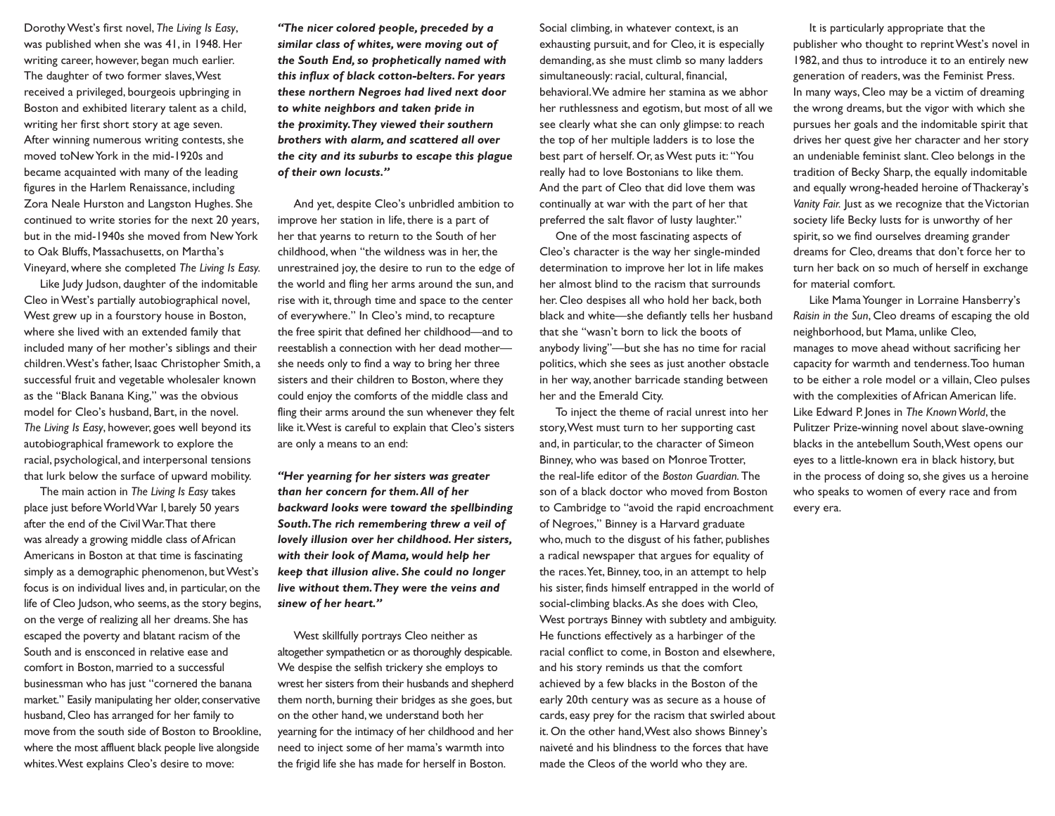Dorothy West's first novel, *The Living Is Easy*, was published when she was 41, in 1948. Her writing career, however, began much earlier. The daughter of two former slaves, West received a privileged, bourgeois upbringing in Boston and exhibited literary talent as a child, writing her first short story at age seven. After winning numerous writing contests, she moved toNew York in the mid-1920s and became acquainted with many of the leading figures in the Harlem Renaissance, including Zora Neale Hurston and Langston Hughes. She continued to write stories for the next 20 years, but in the mid-1940s she moved from New York to Oak Bluffs, Massachusetts, on Martha's Vineyard, where she completed *The Living Is Easy*.

Like Judy Judson, daughter of the indomitable Cleo in West's partially autobiographical novel, West grew up in a fourstory house in Boston, where she lived with an extended family that included many of her mother's siblings and their children. West's father, Isaac Christopher Smith, a successful fruit and vegetable wholesaler known as the "Black Banana King," was the obvious model for Cleo's husband, Bart, in the novel. *The Living Is Easy*, however, goes well beyond its autobiographical framework to explore the racial, psychological, and interpersonal tensions that lurk below the surface of upward mobility.

The main action in *The Living Is Easy* takes place just before World War I, barely 50 years after the end of the Civil War. That there was already a growing middle class of African Americans in Boston at that time is fascinating simply as a demographic phenomenon, but West's focus is on individual lives and, in particular, on the life of Cleo Judson, who seems, as the story begins, on the verge of realizing all her dreams. She has escaped the poverty and blatant racism of the South and is ensconced in relative ease and comfort in Boston, married to a successful businessman who has just "cornered the banana market." Easily manipulating her older, conservative husband, Cleo has arranged for her family to move from the south side of Boston to Brookline, where the most affluent black people live alongside whites. West explains Cleo's desire to move:

***"The nicer colored people, preceded by a similar class of whites, were moving out of the South End, so prophetically named with this influx of black cotton-belters. For years these northern Negroes had lived next door to white neighbors and taken pride in the proximity. They viewed their southern brothers with alarm, and scattered all over the city and its suburbs to escape this plague of their own locusts."***

And yet, despite Cleo's unbridled ambition to improve her station in life, there is a part of her that yearns to return to the South of her childhood, when "the wildness was in her, the unrestrained joy, the desire to run to the edge of the world and fling her arms around the sun, and rise with it, through time and space to the center of everywhere." In Cleo's mind, to recapture the free spirit that defined her childhood—and to reestablish a connection with her dead mother—she needs only to find a way to bring her three sisters and their children to Boston, where they could enjoy the comforts of the middle class and fling their arms around the sun whenever they felt like it. West is careful to explain that Cleo's sisters are only a means to an end:

***"Her yearning for her sisters was greater than her concern for them. All of her backward looks were toward the spellbinding South. The rich remembering threw a veil of lovely illusion over her childhood. Her sisters, with their look of Mama, would help her keep that illusion alive. She could no longer live without them. They were the veins and sinew of her heart."***

West skillfully portrays Cleo neither as altogether sympatheticn or as thoroughly despicable. We despise the selfish trickery she employs to wrest her sisters from their husbands and shepherd them north, burning their bridges as she goes, but on the other hand, we understand both her yearning for the intimacy of her childhood and her need to inject some of her mama's warmth into the frigid life she has made for herself in Boston.

Social climbing, in whatever context, is an exhausting pursuit, and for Cleo, it is especially demanding, as she must climb so many ladders simultaneously: racial, cultural, financial, behavioral. We admire her stamina as we abhor her ruthlessness and egotism, but most of all we see clearly what she can only glimpse: to reach the top of her multiple ladders is to lose the best part of herself. Or, as West puts it: "You really had to love Bostonians to like them. And the part of Cleo that did love them was continually at war with the part of her that preferred the salt flavor of lusty laughter."

One of the most fascinating aspects of Cleo's character is the way her single-minded determination to improve her lot in life makes her almost blind to the racism that surrounds her. Cleo despises all who hold her back, both black and white—she defiantly tells her husband that she "wasn't born to lick the boots of anybody living"—but she has no time for racial politics, which she sees as just another obstacle in her way, another barricade standing between her and the Emerald City.

To inject the theme of racial unrest into her story, West must turn to her supporting cast and, in particular, to the character of Simeon Binney, who was based on Monroe Trotter, the real-life editor of the *Boston Guardian.* The son of a black doctor who moved from Boston to Cambridge to "avoid the rapid encroachment of Negroes," Binney is a Harvard graduate who, much to the disgust of his father, publishes a radical newspaper that argues for equality of the races. Yet, Binney, too, in an attempt to help his sister, finds himself entrapped in the world of social-climbing blacks. As she does with Cleo, West portrays Binney with subtlety and ambiguity. He functions effectively as a harbinger of the racial conflict to come, in Boston and elsewhere, and his story reminds us that the comfort achieved by a few blacks in the Boston of the early 20th century was as secure as a house of cards, easy prey for the racism that swirled about it. On the other hand, West also shows Binney's naiveté and his blindness to the forces that have made the Cleos of the world who they are.

It is particularly appropriate that the publisher who thought to reprint West's novel in 1982, and thus to introduce it to an entirely new generation of readers, was the Feminist Press. In many ways, Cleo may be a victim of dreaming the wrong dreams, but the vigor with which she pursues her goals and the indomitable spirit that drives her quest give her character and her story an undeniable feminist slant. Cleo belongs in the tradition of Becky Sharp, the equally indomitable and equally wrong-headed heroine of Thackeray's *Vanity Fair.* Just as we recognize that the Victorian society life Becky lusts for is unworthy of her spirit, so we find ourselves dreaming grander dreams for Cleo, dreams that don't force her to turn her back on so much of herself in exchange for material comfort.

Like Mama Younger in Lorraine Hansberry's *Raisin in the Sun*, Cleo dreams of escaping the old neighborhood, but Mama, unlike Cleo, manages to move ahead without sacrificing her capacity for warmth and tenderness. Too human to be either a role model or a villain, Cleo pulses with the complexities of African American life. Like Edward P. Jones in *The Known World*, the Pulitzer Prize-winning novel about slave-owning blacks in the antebellum South, West opens our eyes to a little-known era in black history, but in the process of doing so, she gives us a heroine who speaks to women of every race and from every era.